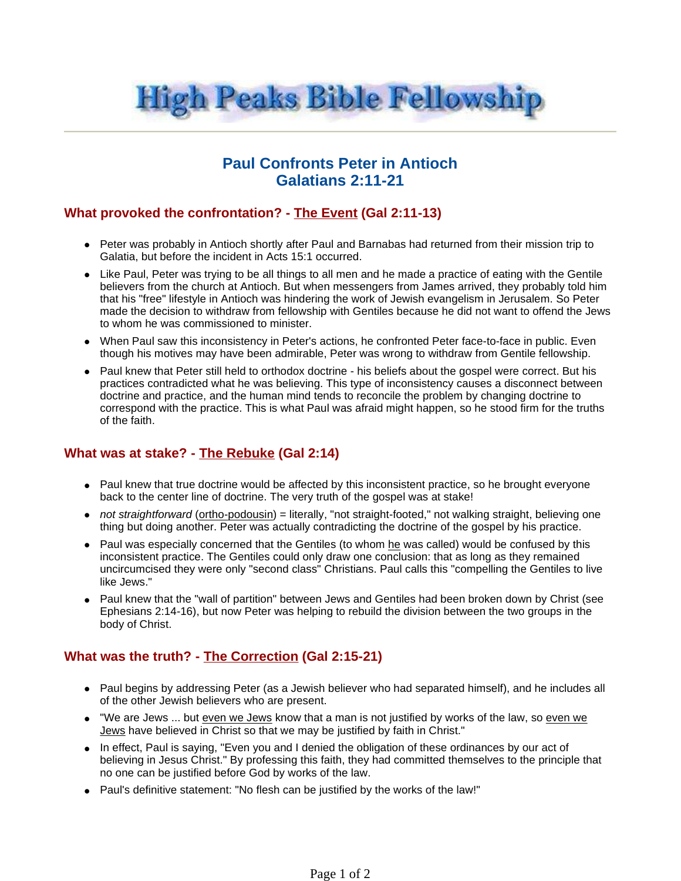# High Peaks Bible Fellowship

## Paul Confronts Peter in Antioch
## Galatians 2:11-21

### What provoked the confrontation? - <u>The Event</u> (Gal 2:11-13)

- Peter was probably in Antioch shortly after Paul and Barnabas had returned from their mission trip to Galatia, but before the incident in Acts 15:1 occurred.
- Like Paul, Peter was trying to be all things to all men and he made a practice of eating with the Gentile believers from the church at Antioch. But when messengers from James arrived, they probably told him that his "free" lifestyle in Antioch was hindering the work of Jewish evangelism in Jerusalem. So Peter made the decision to withdraw from fellowship with Gentiles because he did not want to offend the Jews to whom he was commissioned to minister.
- When Paul saw this inconsistency in Peter's actions, he confronted Peter face-to-face in public. Even though his motives may have been admirable, Peter was wrong to withdraw from Gentile fellowship.
- Paul knew that Peter still held to orthodox doctrine - his beliefs about the gospel were correct. But his practices contradicted what he was believing. This type of inconsistency causes a disconnect between doctrine and practice, and the human mind tends to reconcile the problem by changing doctrine to correspond with the practice. This is what Paul was afraid might happen, so he stood firm for the truths of the faith.

### What was at stake? - <u>The Rebuke</u> (Gal 2:14)

- Paul knew that true doctrine would be affected by this inconsistent practice, so he brought everyone back to the center line of doctrine. The very truth of the gospel was at stake!
- *not straightforward* (<u>ortho-podousin</u>) = literally, "not straight-footed," not walking straight, believing one thing but doing another. Peter was actually contradicting the doctrine of the gospel by his practice.
- Paul was especially concerned that the Gentiles (to whom <u>he</u> was called) would be confused by this inconsistent practice. The Gentiles could only draw one conclusion: that as long as they remained uncircumcised they were only "second class" Christians. Paul calls this "compelling the Gentiles to live like Jews."
- Paul knew that the "wall of partition" between Jews and Gentiles had been broken down by Christ (see Ephesians 2:14-16), but now Peter was helping to rebuild the division between the two groups in the body of Christ.

### What was the truth? - <u>The Correction</u> (Gal 2:15-21)

- Paul begins by addressing Peter (as a Jewish believer who had separated himself), and he includes all of the other Jewish believers who are present.
- "We are Jews ... but <u>even we Jews</u> know that a man is not justified by works of the law, so <u>even we Jews</u> have believed in Christ so that we may be justified by faith in Christ."
- In effect, Paul is saying, "Even you and I denied the obligation of these ordinances by our act of believing in Jesus Christ." By professing this faith, they had committed themselves to the principle that no one can be justified before God by works of the law.
- Paul's definitive statement: "No flesh can be justified by the works of the law!"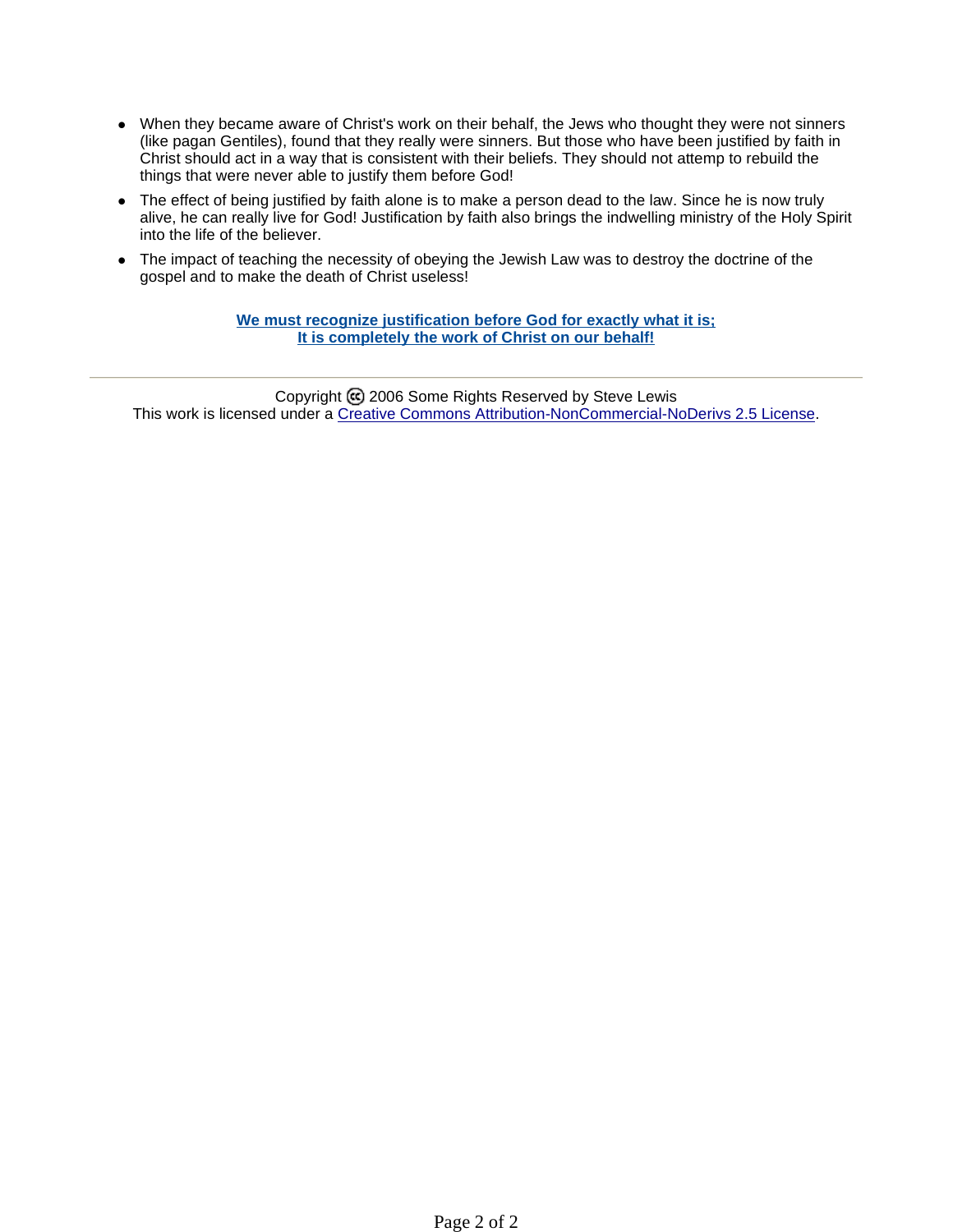- When they became aware of Christ's work on their behalf, the Jews who thought they were not sinners (like pagan Gentiles), found that they really were sinners. But those who have been justified by faith in Christ should act in a way that is consistent with their beliefs. They should not attemp to rebuild the things that were never able to justify them before God!
- The effect of being justified by faith alone is to make a person dead to the law. Since he is now truly alive, he can really live for God! Justification by faith also brings the indwelling ministry of the Holy Spirit into the life of the believer.
- The impact of teaching the necessity of obeying the Jewish Law was to destroy the doctrine of the gospel and to make the death of Christ useless!

**We must recognize justification before God for exactly what it is;**
**It is completely the work of Christ on our behalf!**

---

Copyright 🅭 2006 Some Rights Reserved by Steve Lewis
This work is licensed under a Creative Commons Attribution-NonCommercial-NoDerivs 2.5 License.